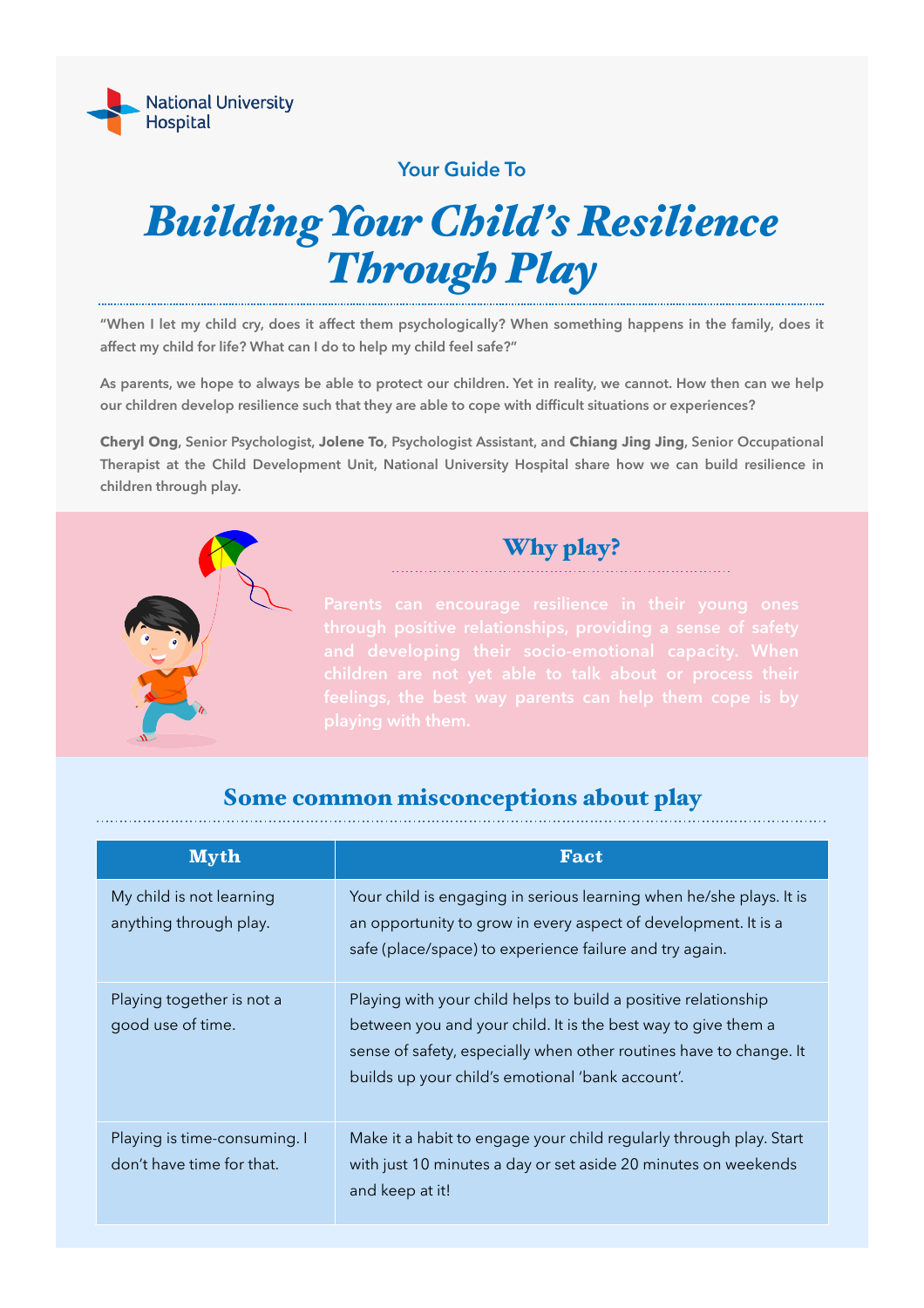National University Hospital

### Your Guide To

# *Building Your Child's Resilience Through Play*

"When I let my child cry, does it affect them psychologically? When something happens in the family, does it affect my child for life? What can I do to help my child feel safe?"

As parents, we hope to always be able to protect our children. Yet in reality, we cannot. How then can we help our children develop resilience such that they are able to cope with difficult situations or experiences?

**Cheryl Ong**, Senior Psychologist, **Jolene To**, Psychologist Assistant, and **Chiang Jing Jing**, Senior Occupational Therapist at the Child Development Unit, National University Hospital share how we can build resilience in children through play.

## Why play?

Parents can encourage resilience in their young ones through positive relationships, providing a sense of safety and developing their socio-emotional capacity. When children are not yet able to talk about or process their feelings, the best way parents can help them cope is by playing with them.

## Some common misconceptions about play

| Myth | Fact |
|---|---|
| My child is not learning anything through play. | Your child is engaging in serious learning when he/she plays. It is an opportunity to grow in every aspect of development. It is a safe (place/space) to experience failure and try again. |
| Playing together is not a good use of time. | Playing with your child helps to build a positive relationship between you and your child. It is the best way to give them a sense of safety, especially when other routines have to change. It builds up your child's emotional 'bank account'. |
| Playing is time-consuming. I don't have time for that. | Make it a habit to engage your child regularly through play. Start with just 10 minutes a day or set aside 20 minutes on weekends and keep at it! |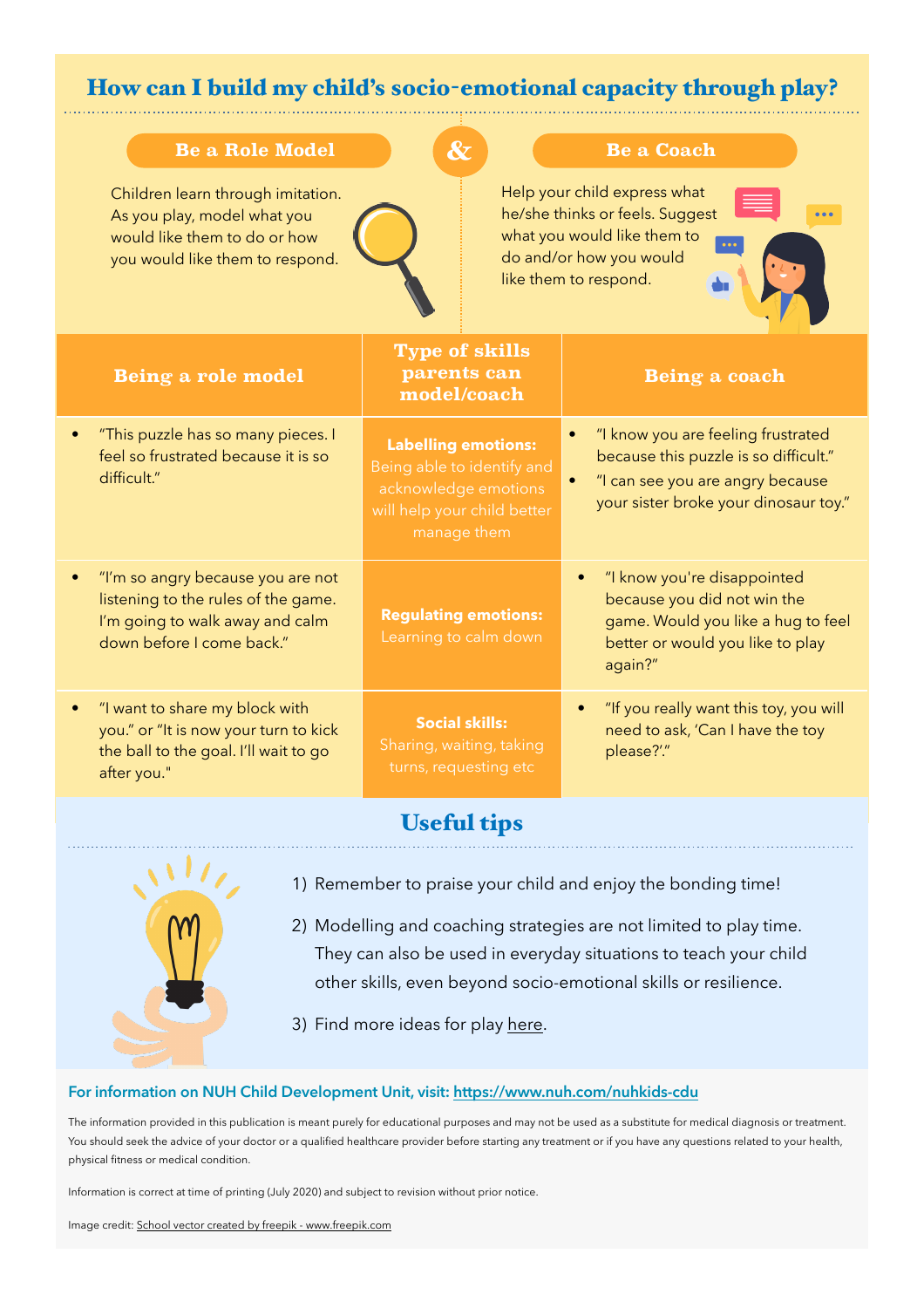# How can I build my child's socio-emotional capacity through play?

## Be a Role Model

Children learn through imitation. As you play, model what you would like them to do or how you would like them to respond.

## &

## Be a Coach

Help your child express what he/she thinks or feels. Suggest what you would like them to do and/or how you would like them to respond.

| Being a role model | Type of skills parents can model/coach | Being a coach |
|---|---|---|
| • "This puzzle has so many pieces. I feel so frustrated because it is so difficult." | **Labelling emotions:** Being able to identify and acknowledge emotions will help your child better manage them | • "I know you are feeling frustrated because this puzzle is so difficult." • "I can see you are angry because your sister broke your dinosaur toy." |
| • "I'm so angry because you are not listening to the rules of the game. I'm going to walk away and calm down before I come back." | **Regulating emotions:** Learning to calm down | • "I know you're disappointed because you did not win the game. Would you like a hug to feel better or would you like to play again?" |
| • "I want to share my block with you." or "It is now your turn to kick the ball to the goal. I'll wait to go after you." | **Social skills:** Sharing, waiting, taking turns, requesting etc | • "If you really want this toy, you will need to ask, 'Can I have the toy please?'." |

## Useful tips

1) Remember to praise your child and enjoy the bonding time!
2) Modelling and coaching strategies are not limited to play time. They can also be used in everyday situations to teach your child other skills, even beyond socio-emotional skills or resilience.
3) Find more ideas for play here.

**For information on NUH Child Development Unit, visit: https://www.nuh.com/nuhkids-cdu**

The information provided in this publication is meant purely for educational purposes and may not be used as a substitute for medical diagnosis or treatment. You should seek the advice of your doctor or a qualified healthcare provider before starting any treatment or if you have any questions related to your health, physical fitness or medical condition.

Information is correct at time of printing (July 2020) and subject to revision without prior notice.

Image credit: School vector created by freepik - www.freepik.com